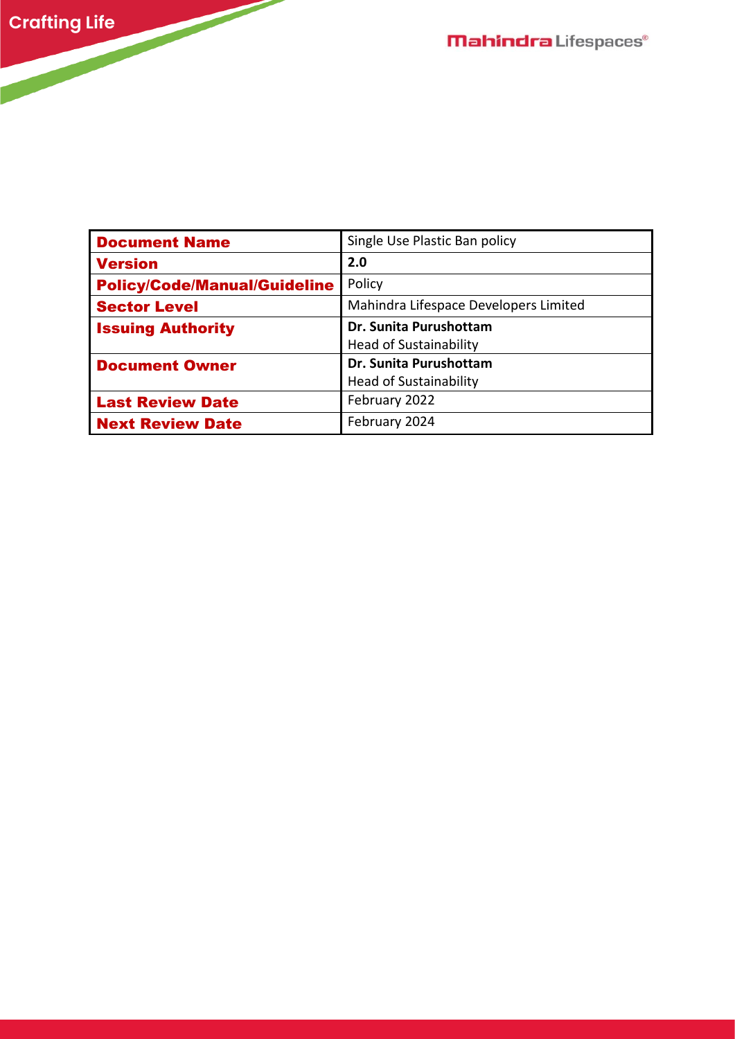| | |
|---|---|
| **Document Name** | Single Use Plastic Ban policy |
| **Version** | **2.0** |
| **Policy/Code/Manual/Guideline** | Policy |
| **Sector Level** | Mahindra Lifespace Developers Limited |
| **Issuing Authority** | **Dr. Sunita Purushottam**<br>Head of Sustainability |
| **Document Owner** | **Dr. Sunita Purushottam**<br>Head of Sustainability |
| **Last Review Date** | February 2022 |
| **Next Review Date** | February 2024 |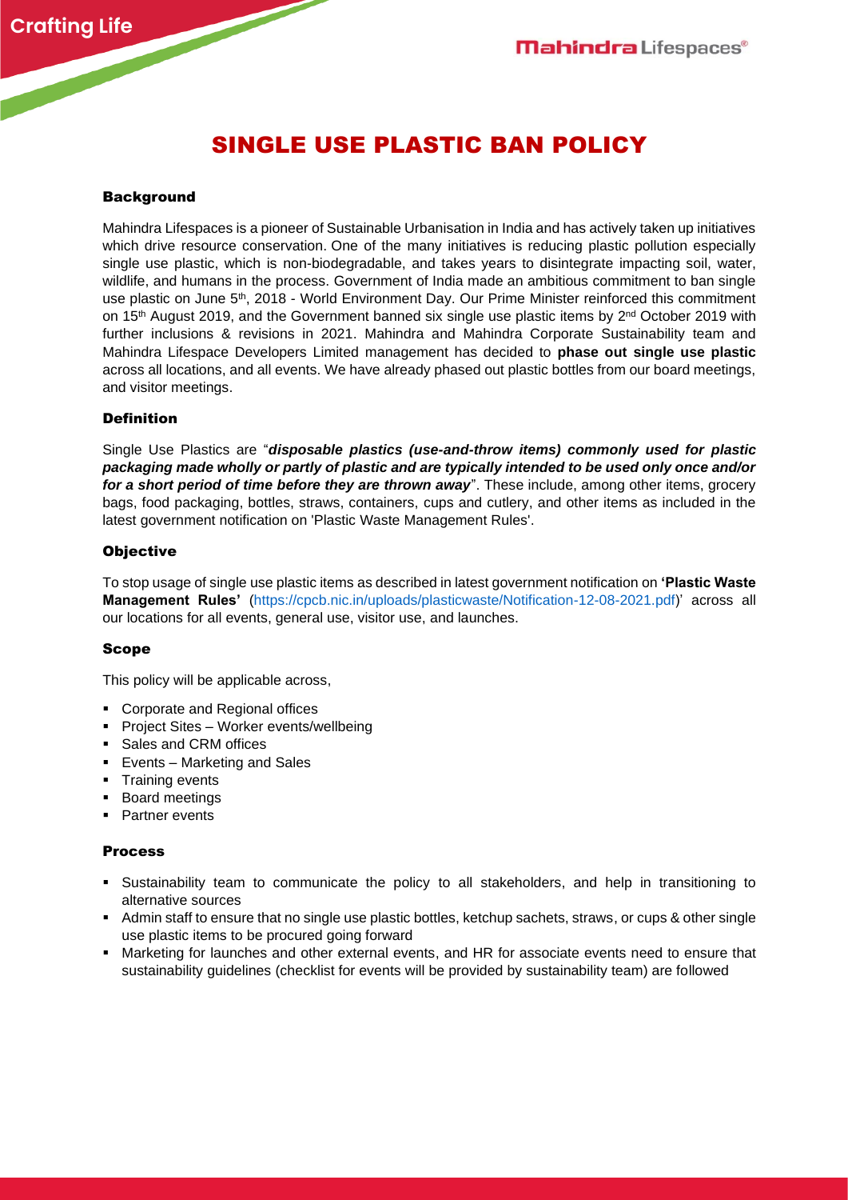# SINGLE USE PLASTIC BAN POLICY

## Background

Mahindra Lifespaces is a pioneer of Sustainable Urbanisation in India and has actively taken up initiatives which drive resource conservation. One of the many initiatives is reducing plastic pollution especially single use plastic, which is non-biodegradable, and takes years to disintegrate impacting soil, water, wildlife, and humans in the process. Government of India made an ambitious commitment to ban single use plastic on June 5th, 2018 - World Environment Day. Our Prime Minister reinforced this commitment on 15th August 2019, and the Government banned six single use plastic items by 2nd October 2019 with further inclusions & revisions in 2021. Mahindra and Mahindra Corporate Sustainability team and Mahindra Lifespace Developers Limited management has decided to **phase out single use plastic** across all locations, and all events. We have already phased out plastic bottles from our board meetings, and visitor meetings.

## Definition

Single Use Plastics are "***disposable plastics (use-and-throw items) commonly used for plastic packaging made wholly or partly of plastic and are typically intended to be used only once and/or for a short period of time before they are thrown away***". These include, among other items, grocery bags, food packaging, bottles, straws, containers, cups and cutlery, and other items as included in the latest government notification on 'Plastic Waste Management Rules'.

## Objective

To stop usage of single use plastic items as described in latest government notification on **'Plastic Waste Management Rules'** (https://cpcb.nic.in/uploads/plasticwaste/Notification-12-08-2021.pdf)' across all our locations for all events, general use, visitor use, and launches.

## Scope

This policy will be applicable across,

- Corporate and Regional offices
- Project Sites – Worker events/wellbeing
- Sales and CRM offices
- Events – Marketing and Sales
- Training events
- Board meetings
- Partner events

## Process

- Sustainability team to communicate the policy to all stakeholders, and help in transitioning to alternative sources
- Admin staff to ensure that no single use plastic bottles, ketchup sachets, straws, or cups & other single use plastic items to be procured going forward
- Marketing for launches and other external events, and HR for associate events need to ensure that sustainability guidelines (checklist for events will be provided by sustainability team) are followed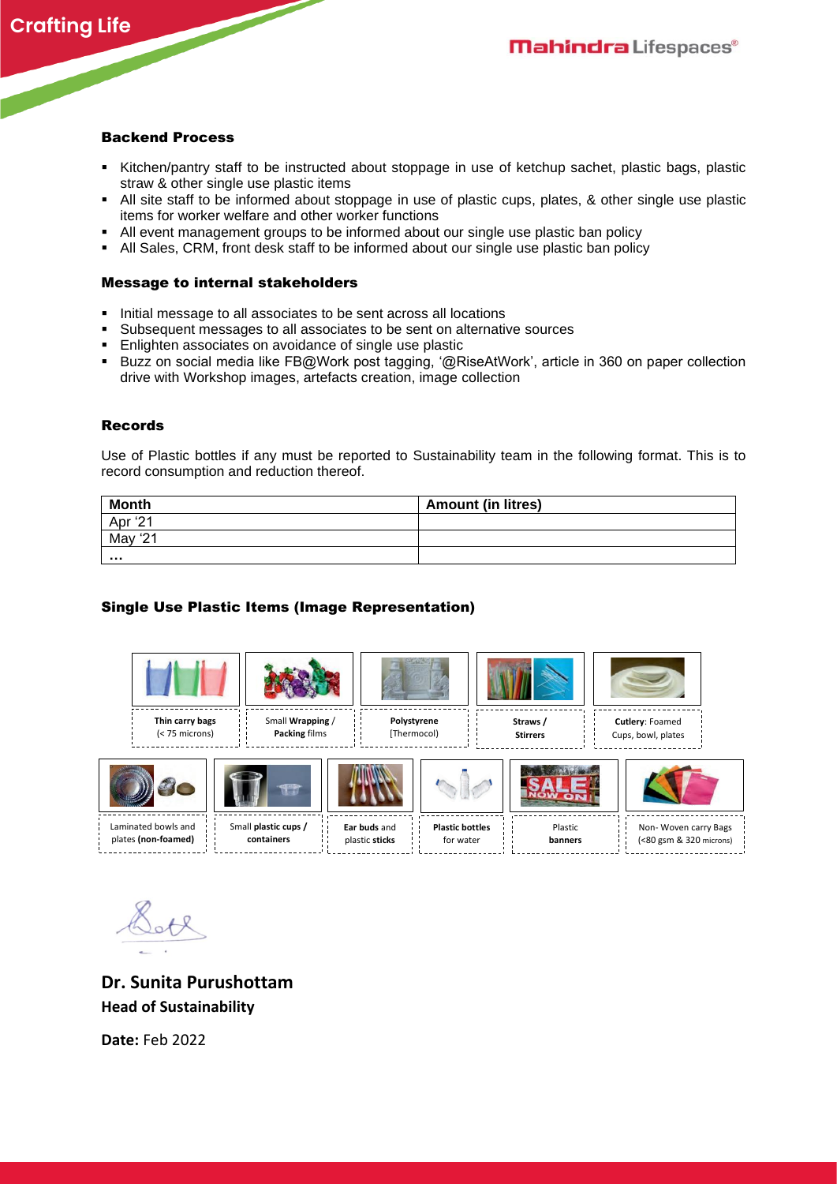### Backend Process

- Kitchen/pantry staff to be instructed about stoppage in use of ketchup sachet, plastic bags, plastic straw & other single use plastic items
- All site staff to be informed about stoppage in use of plastic cups, plates, & other single use plastic items for worker welfare and other worker functions
- All event management groups to be informed about our single use plastic ban policy
- All Sales, CRM, front desk staff to be informed about our single use plastic ban policy

### Message to internal stakeholders

- Initial message to all associates to be sent across all locations
- Subsequent messages to all associates to be sent on alternative sources
- Enlighten associates on avoidance of single use plastic
- Buzz on social media like FB@Work post tagging, '@RiseAtWork', article in 360 on paper collection drive with Workshop images, artefacts creation, image collection

### Records

Use of Plastic bottles if any must be reported to Sustainability team in the following format. This is to record consumption and reduction thereof.

| Month | Amount (in litres) |
|---|---|
| Apr '21 | |
| May '21 | |
| … | |

### Single Use Plastic Items (Image Representation)

**Thin carry bags** (< 75 microns)

Small **Wrapping** / **Packing** films

**Polystyrene** [Thermocol)

**Straws / Stirrers**

**Cutlery**: Foamed Cups, bowl, plates

Laminated bowls and plates **(non-foamed)**

Small **plastic cups / containers**

**Ear buds** and plastic **sticks**

**Plastic bottles** for water

Plastic **banners**

Non- Woven carry Bags (<80 gsm & 320 microns)

**Dr. Sunita Purushottam**
**Head of Sustainability**

**Date:** Feb 2022